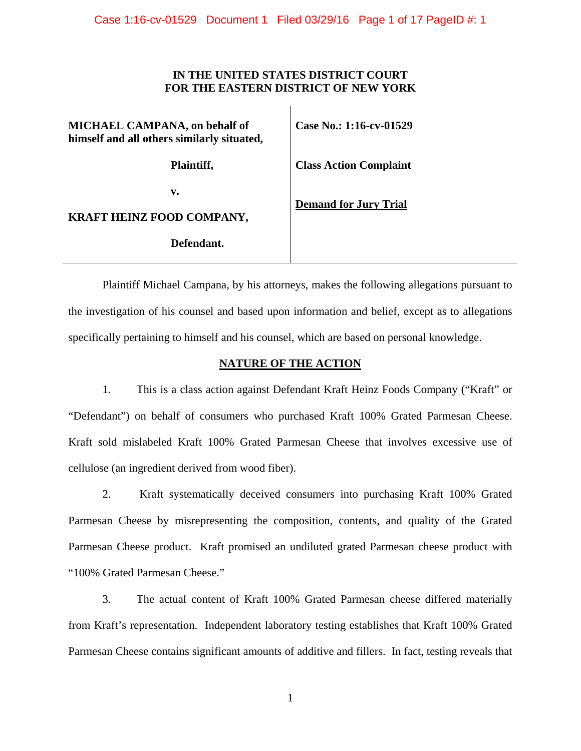**IN THE UNITED STATES DISTRICT COURT**
**FOR THE EASTERN DISTRICT OF NEW YORK**

| | |
|---|---|
| **MICHAEL CAMPANA, on behalf of himself and all others similarly situated,** | **Case No.: 1:16-cv-01529** |
| **Plaintiff,** | **Class Action Complaint** |
| **v.** | **Demand for Jury Trial** |
| **KRAFT HEINZ FOOD COMPANY,** | |
| **Defendant.** | |

Plaintiff Michael Campana, by his attorneys, makes the following allegations pursuant to the investigation of his counsel and based upon information and belief, except as to allegations specifically pertaining to himself and his counsel, which are based on personal knowledge.

## NATURE OF THE ACTION

1. This is a class action against Defendant Kraft Heinz Foods Company ("Kraft" or "Defendant") on behalf of consumers who purchased Kraft 100% Grated Parmesan Cheese. Kraft sold mislabeled Kraft 100% Grated Parmesan Cheese that involves excessive use of cellulose (an ingredient derived from wood fiber).

2. Kraft systematically deceived consumers into purchasing Kraft 100% Grated Parmesan Cheese by misrepresenting the composition, contents, and quality of the Grated Parmesan Cheese product. Kraft promised an undiluted grated Parmesan cheese product with "100% Grated Parmesan Cheese."

3. The actual content of Kraft 100% Grated Parmesan cheese differed materially from Kraft's representation. Independent laboratory testing establishes that Kraft 100% Grated Parmesan Cheese contains significant amounts of additive and fillers. In fact, testing reveals that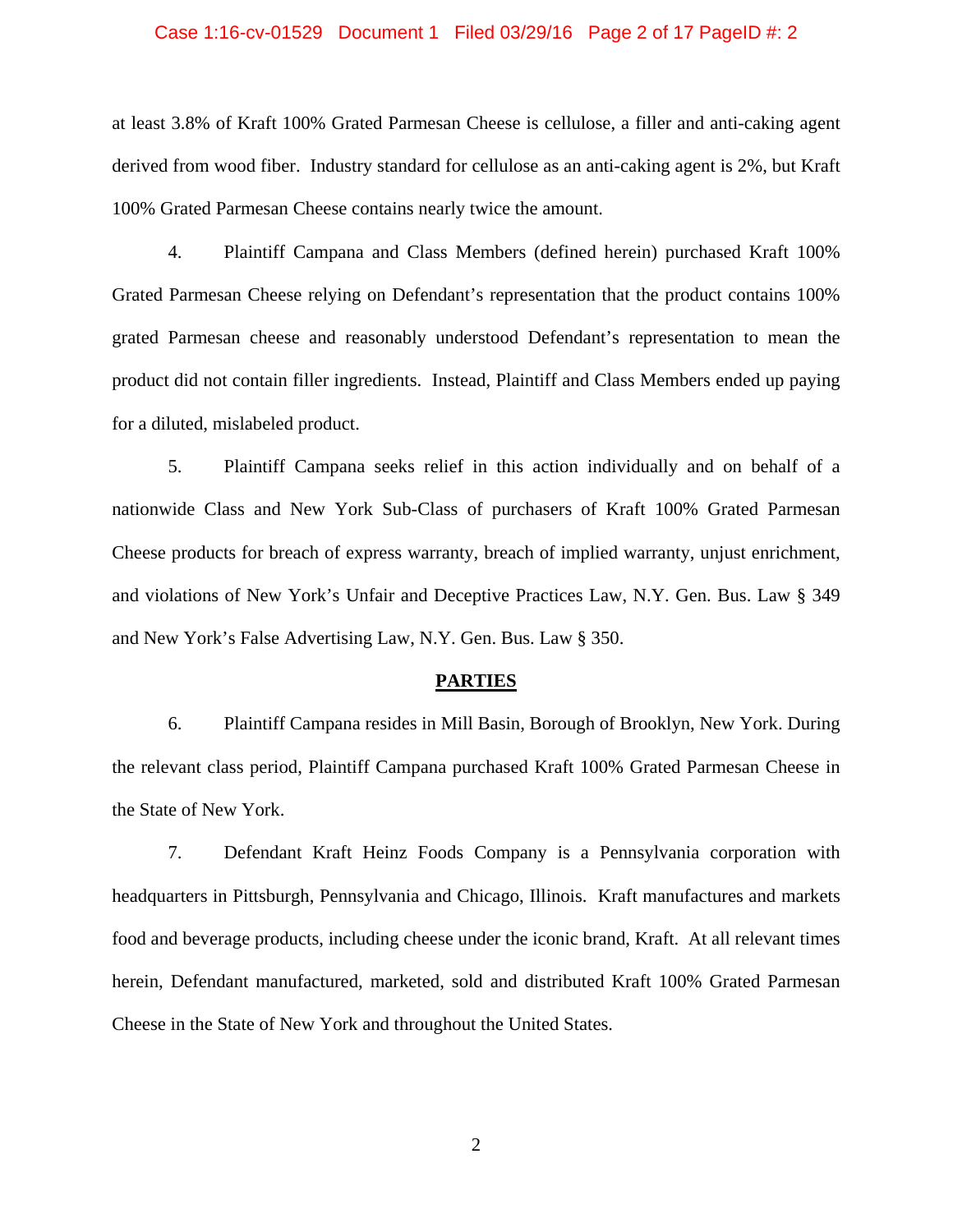at least 3.8% of Kraft 100% Grated Parmesan Cheese is cellulose, a filler and anti-caking agent derived from wood fiber. Industry standard for cellulose as an anti-caking agent is 2%, but Kraft 100% Grated Parmesan Cheese contains nearly twice the amount.

4. Plaintiff Campana and Class Members (defined herein) purchased Kraft 100% Grated Parmesan Cheese relying on Defendant's representation that the product contains 100% grated Parmesan cheese and reasonably understood Defendant's representation to mean the product did not contain filler ingredients. Instead, Plaintiff and Class Members ended up paying for a diluted, mislabeled product.

5. Plaintiff Campana seeks relief in this action individually and on behalf of a nationwide Class and New York Sub-Class of purchasers of Kraft 100% Grated Parmesan Cheese products for breach of express warranty, breach of implied warranty, unjust enrichment, and violations of New York's Unfair and Deceptive Practices Law, N.Y. Gen. Bus. Law § 349 and New York's False Advertising Law, N.Y. Gen. Bus. Law § 350.

## PARTIES

6. Plaintiff Campana resides in Mill Basin, Borough of Brooklyn, New York. During the relevant class period, Plaintiff Campana purchased Kraft 100% Grated Parmesan Cheese in the State of New York.

7. Defendant Kraft Heinz Foods Company is a Pennsylvania corporation with headquarters in Pittsburgh, Pennsylvania and Chicago, Illinois. Kraft manufactures and markets food and beverage products, including cheese under the iconic brand, Kraft. At all relevant times herein, Defendant manufactured, marketed, sold and distributed Kraft 100% Grated Parmesan Cheese in the State of New York and throughout the United States.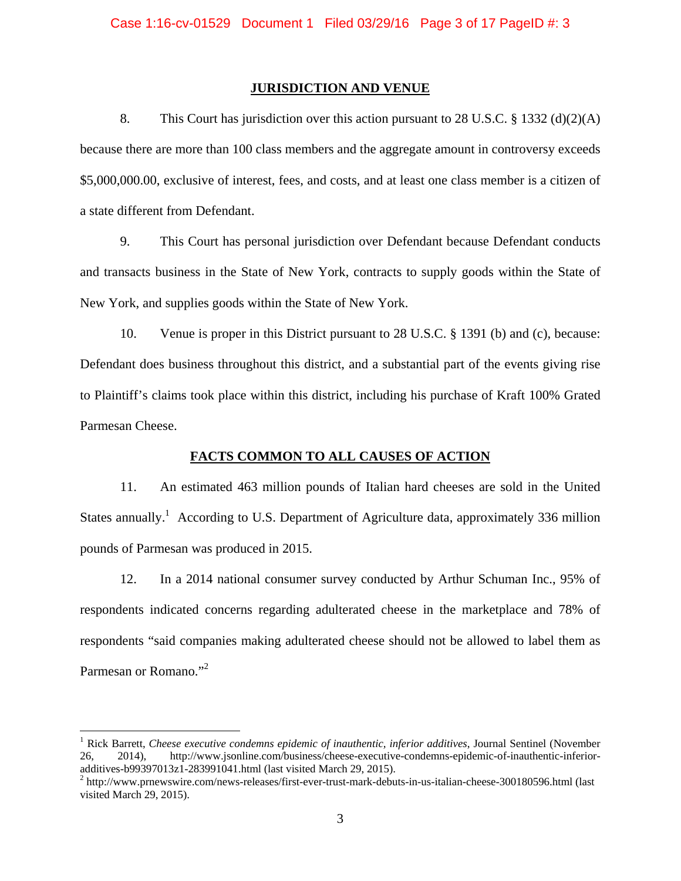## JURISDICTION AND VENUE

8. This Court has jurisdiction over this action pursuant to 28 U.S.C. § 1332 (d)(2)(A) because there are more than 100 class members and the aggregate amount in controversy exceeds $5,000,000.00, exclusive of interest, fees, and costs, and at least one class member is a citizen of a state different from Defendant.

9. This Court has personal jurisdiction over Defendant because Defendant conducts and transacts business in the State of New York, contracts to supply goods within the State of New York, and supplies goods within the State of New York.

10. Venue is proper in this District pursuant to 28 U.S.C. § 1391 (b) and (c), because: Defendant does business throughout this district, and a substantial part of the events giving rise to Plaintiff's claims took place within this district, including his purchase of Kraft 100% Grated Parmesan Cheese.

## FACTS COMMON TO ALL CAUSES OF ACTION

11. An estimated 463 million pounds of Italian hard cheeses are sold in the United States annually.[1] According to U.S. Department of Agriculture data, approximately 336 million pounds of Parmesan was produced in 2015.

12. In a 2014 national consumer survey conducted by Arthur Schuman Inc., 95% of respondents indicated concerns regarding adulterated cheese in the marketplace and 78% of respondents "said companies making adulterated cheese should not be allowed to label them as Parmesan or Romano."[2]

---

[1] Rick Barrett, *Cheese executive condemns epidemic of inauthentic, inferior additives*, Journal Sentinel (November 26, 2014), http://www.jsonline.com/business/cheese-executive-condemns-epidemic-of-inauthentic-inferior-additives-b99397013z1-283991041.html (last visited March 29, 2015).

[2] http://www.prnewswire.com/news-releases/first-ever-trust-mark-debuts-in-us-italian-cheese-300180596.html (last visited March 29, 2015).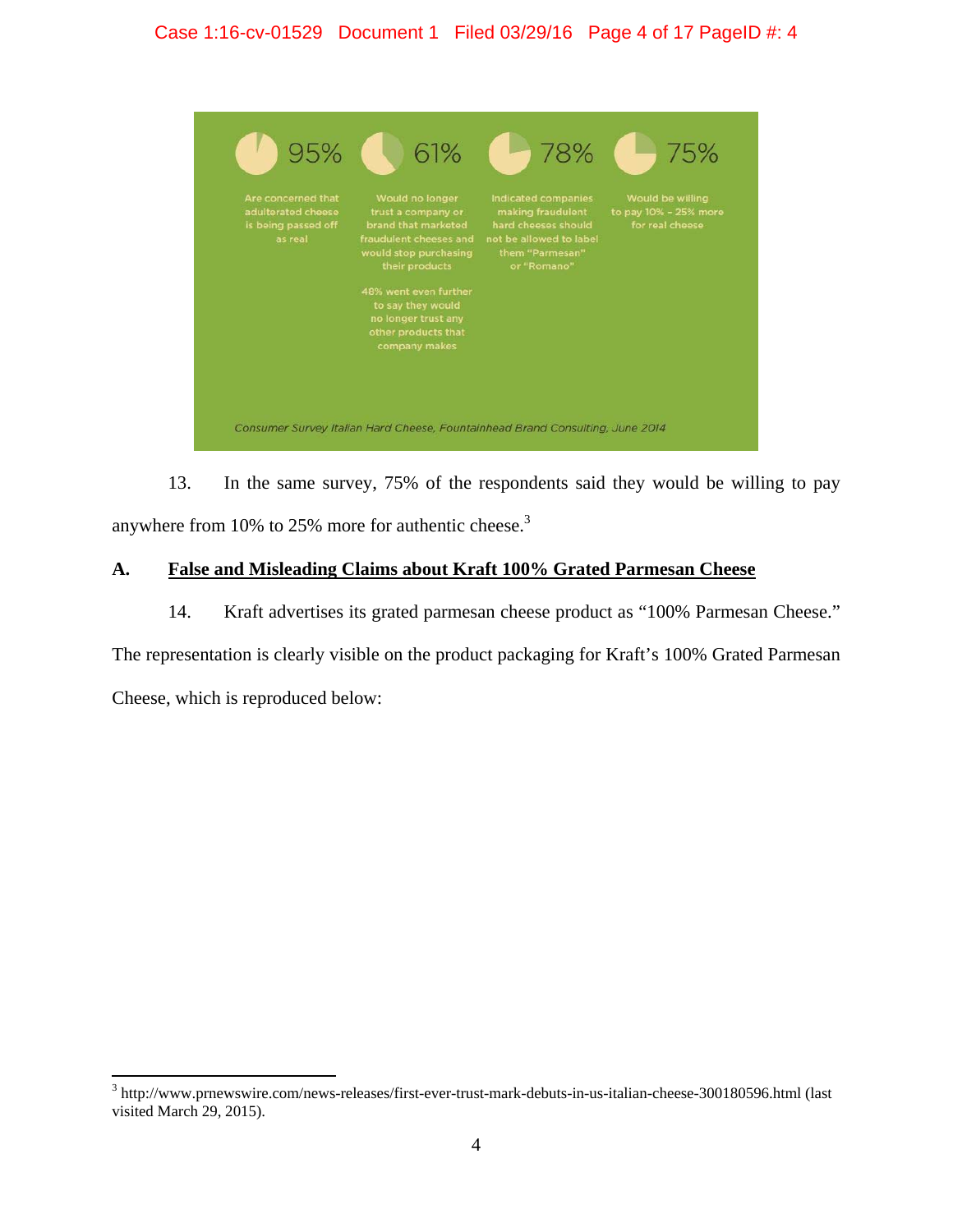95% — Are concerned that adulterated cheese is being passed off as real

61% — Would no longer trust a company or brand that marketed fraudulent cheeses and would stop purchasing their products

48% went even further to say they would no longer trust any other products that company makes

78% — Indicated companies making fraudulent hard cheeses should not be allowed to label them "Parmesan" or "Romano"

75% — Would be willing to pay 10% – 25% more for real cheese

*Consumer Survey Italian Hard Cheese, Fountainhead Brand Consulting, June 2014*

13. In the same survey, 75% of the respondents said they would be willing to pay anywhere from 10% to 25% more for authentic cheese.[3]

## A. False and Misleading Claims about Kraft 100% Grated Parmesan Cheese

14. Kraft advertises its grated parmesan cheese product as "100% Parmesan Cheese." The representation is clearly visible on the product packaging for Kraft's 100% Grated Parmesan Cheese, which is reproduced below:

[3] http://www.prnewswire.com/news-releases/first-ever-trust-mark-debuts-in-us-italian-cheese-300180596.html (last visited March 29, 2015).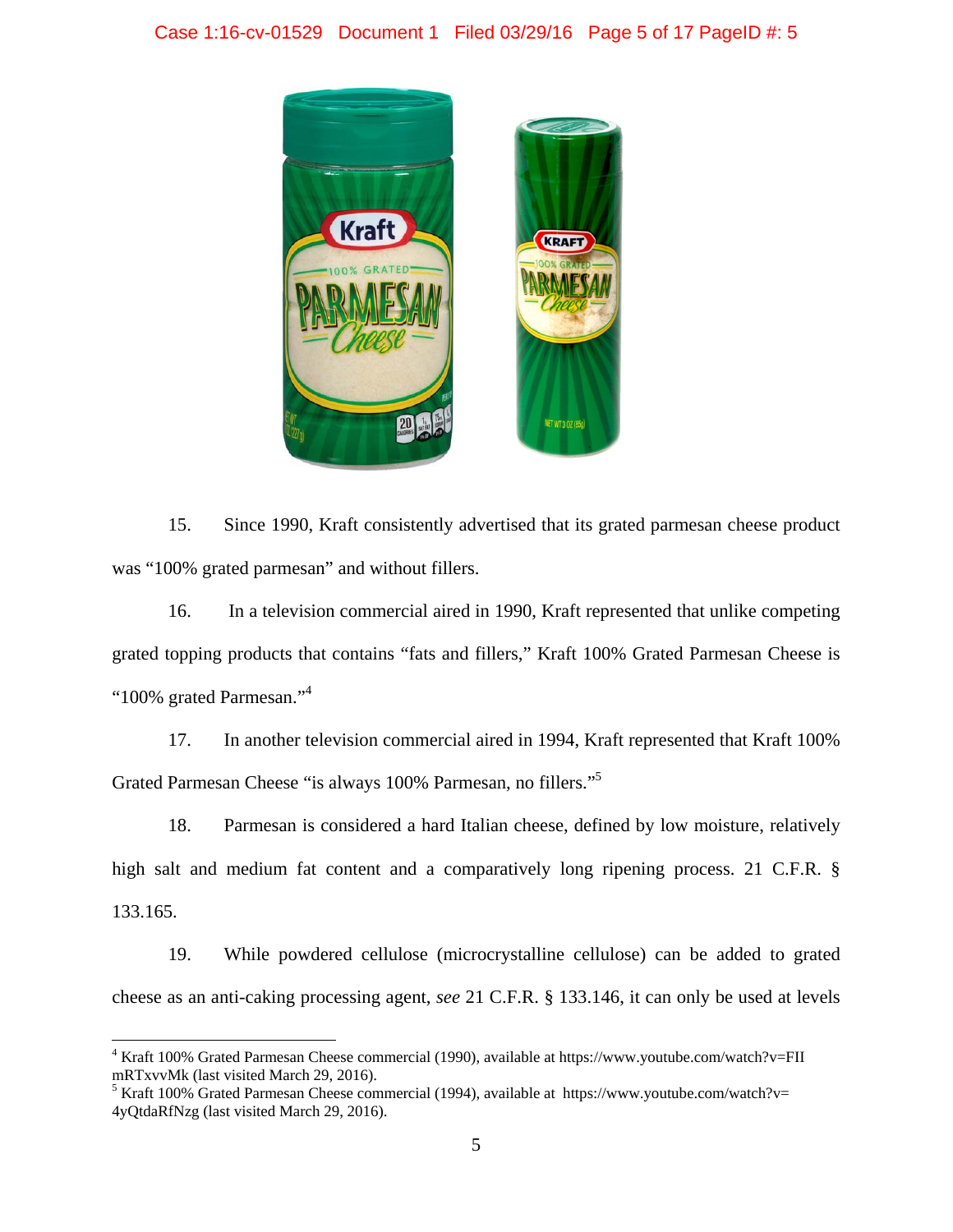15. Since 1990, Kraft consistently advertised that its grated parmesan cheese product was "100% grated parmesan" and without fillers.

16. In a television commercial aired in 1990, Kraft represented that unlike competing grated topping products that contains "fats and fillers," Kraft 100% Grated Parmesan Cheese is "100% grated Parmesan."[4]

17. In another television commercial aired in 1994, Kraft represented that Kraft 100% Grated Parmesan Cheese "is always 100% Parmesan, no fillers."[5]

18. Parmesan is considered a hard Italian cheese, defined by low moisture, relatively high salt and medium fat content and a comparatively long ripening process. 21 C.F.R. § 133.165.

19. While powdered cellulose (microcrystalline cellulose) can be added to grated cheese as an anti-caking processing agent, *see* 21 C.F.R. § 133.146, it can only be used at levels

---

[4] Kraft 100% Grated Parmesan Cheese commercial (1990), available at https://www.youtube.com/watch?v=FIImRTxvvMk (last visited March 29, 2016).

[5] Kraft 100% Grated Parmesan Cheese commercial (1994), available at https://www.youtube.com/watch?v=4yQtdaRfNzg (last visited March 29, 2016).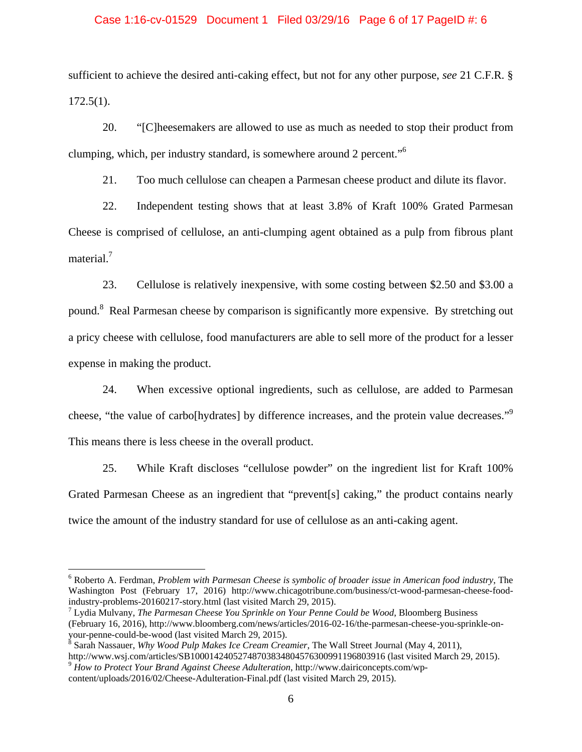sufficient to achieve the desired anti-caking effect, but not for any other purpose, *see* 21 C.F.R. § 172.5(1).

20. "[C]heesemakers are allowed to use as much as needed to stop their product from clumping, which, per industry standard, is somewhere around 2 percent."[6]

21. Too much cellulose can cheapen a Parmesan cheese product and dilute its flavor.

22. Independent testing shows that at least 3.8% of Kraft 100% Grated Parmesan Cheese is comprised of cellulose, an anti-clumping agent obtained as a pulp from fibrous plant material.[7]

23. Cellulose is relatively inexpensive, with some costing between $2.50 and $3.00 a pound.[8] Real Parmesan cheese by comparison is significantly more expensive. By stretching out a pricy cheese with cellulose, food manufacturers are able to sell more of the product for a lesser expense in making the product.

24. When excessive optional ingredients, such as cellulose, are added to Parmesan cheese, "the value of carbo[hydrates] by difference increases, and the protein value decreases."[9] This means there is less cheese in the overall product.

25. While Kraft discloses "cellulose powder" on the ingredient list for Kraft 100% Grated Parmesan Cheese as an ingredient that "prevent[s] caking," the product contains nearly twice the amount of the industry standard for use of cellulose as an anti-caking agent.

---

[6] Roberto A. Ferdman, *Problem with Parmesan Cheese is symbolic of broader issue in American food industry*, The Washington Post (February 17, 2016) http://www.chicagotribune.com/business/ct-wood-parmesan-cheese-food-industry-problems-20160217-story.html (last visited March 29, 2015).

[7] Lydia Mulvany, *The Parmesan Cheese You Sprinkle on Your Penne Could be Wood*, Bloomberg Business (February 16, 2016), http://www.bloomberg.com/news/articles/2016-02-16/the-parmesan-cheese-you-sprinkle-on-your-penne-could-be-wood (last visited March 29, 2015).

[8] Sarah Nassauer, *Why Wood Pulp Makes Ice Cream Creamier*, The Wall Street Journal (May 4, 2011), http://www.wsj.com/articles/SB10001424052748703834804576300991196803916 (last visited March 29, 2015).

[9] *How to Protect Your Brand Against Cheese Adulteration*, http://www.dairiconcepts.com/wp-content/uploads/2016/02/Cheese-Adulteration-Final.pdf (last visited March 29, 2015).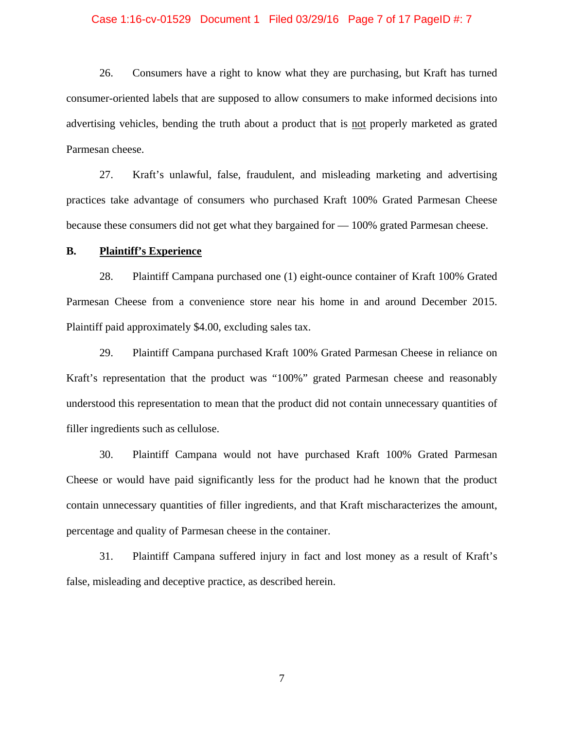26. Consumers have a right to know what they are purchasing, but Kraft has turned consumer-oriented labels that are supposed to allow consumers to make informed decisions into advertising vehicles, bending the truth about a product that is <u>not</u> properly marketed as grated Parmesan cheese.

27. Kraft's unlawful, false, fraudulent, and misleading marketing and advertising practices take advantage of consumers who purchased Kraft 100% Grated Parmesan Cheese because these consumers did not get what they bargained for — 100% grated Parmesan cheese.

### B. <u>Plaintiff's Experience</u>

28. Plaintiff Campana purchased one (1) eight-ounce container of Kraft 100% Grated Parmesan Cheese from a convenience store near his home in and around December 2015. Plaintiff paid approximately $4.00, excluding sales tax.

29. Plaintiff Campana purchased Kraft 100% Grated Parmesan Cheese in reliance on Kraft's representation that the product was "100%" grated Parmesan cheese and reasonably understood this representation to mean that the product did not contain unnecessary quantities of filler ingredients such as cellulose.

30. Plaintiff Campana would not have purchased Kraft 100% Grated Parmesan Cheese or would have paid significantly less for the product had he known that the product contain unnecessary quantities of filler ingredients, and that Kraft mischaracterizes the amount, percentage and quality of Parmesan cheese in the container.

31. Plaintiff Campana suffered injury in fact and lost money as a result of Kraft's false, misleading and deceptive practice, as described herein.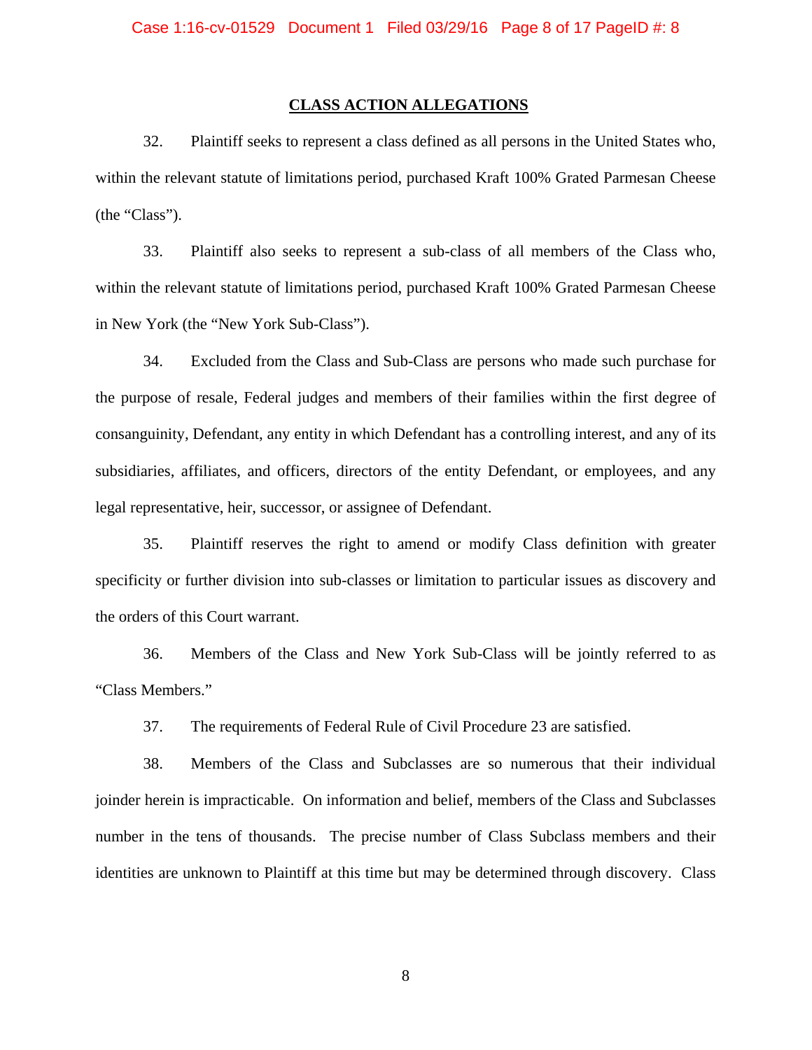## CLASS ACTION ALLEGATIONS

32. Plaintiff seeks to represent a class defined as all persons in the United States who, within the relevant statute of limitations period, purchased Kraft 100% Grated Parmesan Cheese (the "Class").

33. Plaintiff also seeks to represent a sub-class of all members of the Class who, within the relevant statute of limitations period, purchased Kraft 100% Grated Parmesan Cheese in New York (the "New York Sub-Class").

34. Excluded from the Class and Sub-Class are persons who made such purchase for the purpose of resale, Federal judges and members of their families within the first degree of consanguinity, Defendant, any entity in which Defendant has a controlling interest, and any of its subsidiaries, affiliates, and officers, directors of the entity Defendant, or employees, and any legal representative, heir, successor, or assignee of Defendant.

35. Plaintiff reserves the right to amend or modify Class definition with greater specificity or further division into sub-classes or limitation to particular issues as discovery and the orders of this Court warrant.

36. Members of the Class and New York Sub-Class will be jointly referred to as "Class Members."

37. The requirements of Federal Rule of Civil Procedure 23 are satisfied.

38. Members of the Class and Subclasses are so numerous that their individual joinder herein is impracticable. On information and belief, members of the Class and Subclasses number in the tens of thousands. The precise number of Class Subclass members and their identities are unknown to Plaintiff at this time but may be determined through discovery. Class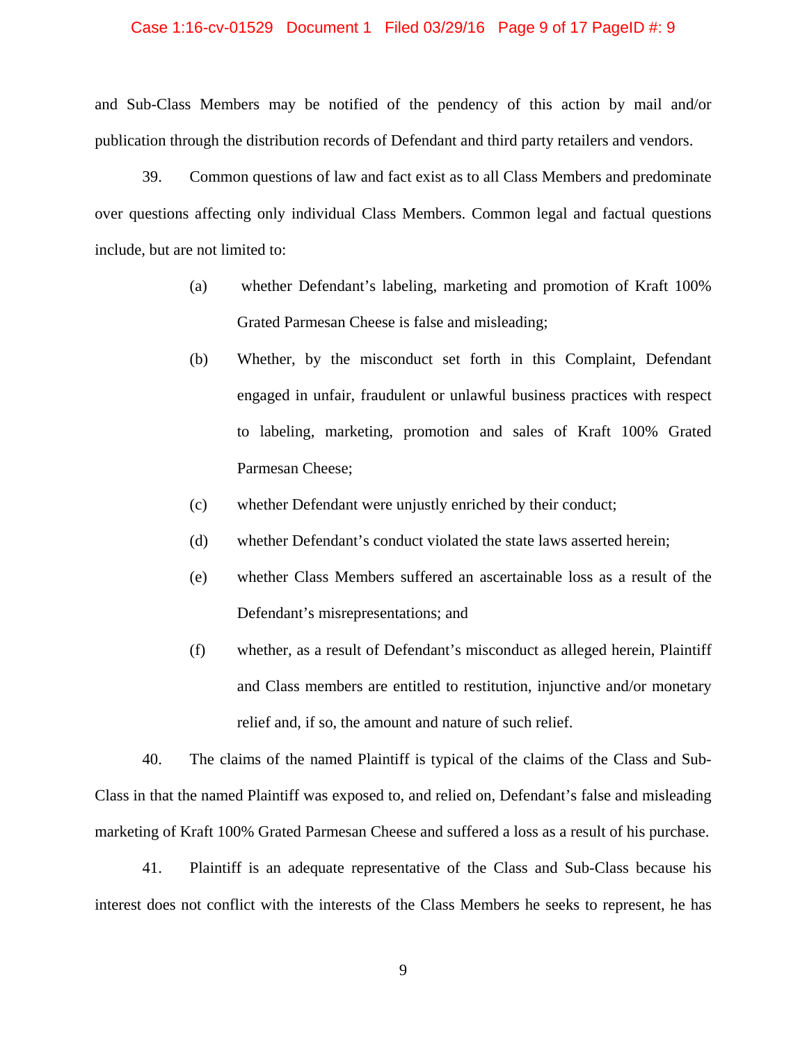and Sub-Class Members may be notified of the pendency of this action by mail and/or publication through the distribution records of Defendant and third party retailers and vendors.

39. Common questions of law and fact exist as to all Class Members and predominate over questions affecting only individual Class Members. Common legal and factual questions include, but are not limited to:

(a) whether Defendant's labeling, marketing and promotion of Kraft 100% Grated Parmesan Cheese is false and misleading;

(b) Whether, by the misconduct set forth in this Complaint, Defendant engaged in unfair, fraudulent or unlawful business practices with respect to labeling, marketing, promotion and sales of Kraft 100% Grated Parmesan Cheese;

(c) whether Defendant were unjustly enriched by their conduct;

(d) whether Defendant's conduct violated the state laws asserted herein;

(e) whether Class Members suffered an ascertainable loss as a result of the Defendant's misrepresentations; and

(f) whether, as a result of Defendant's misconduct as alleged herein, Plaintiff and Class members are entitled to restitution, injunctive and/or monetary relief and, if so, the amount and nature of such relief.

40. The claims of the named Plaintiff is typical of the claims of the Class and Sub-Class in that the named Plaintiff was exposed to, and relied on, Defendant's false and misleading marketing of Kraft 100% Grated Parmesan Cheese and suffered a loss as a result of his purchase.

41. Plaintiff is an adequate representative of the Class and Sub-Class because his interest does not conflict with the interests of the Class Members he seeks to represent, he has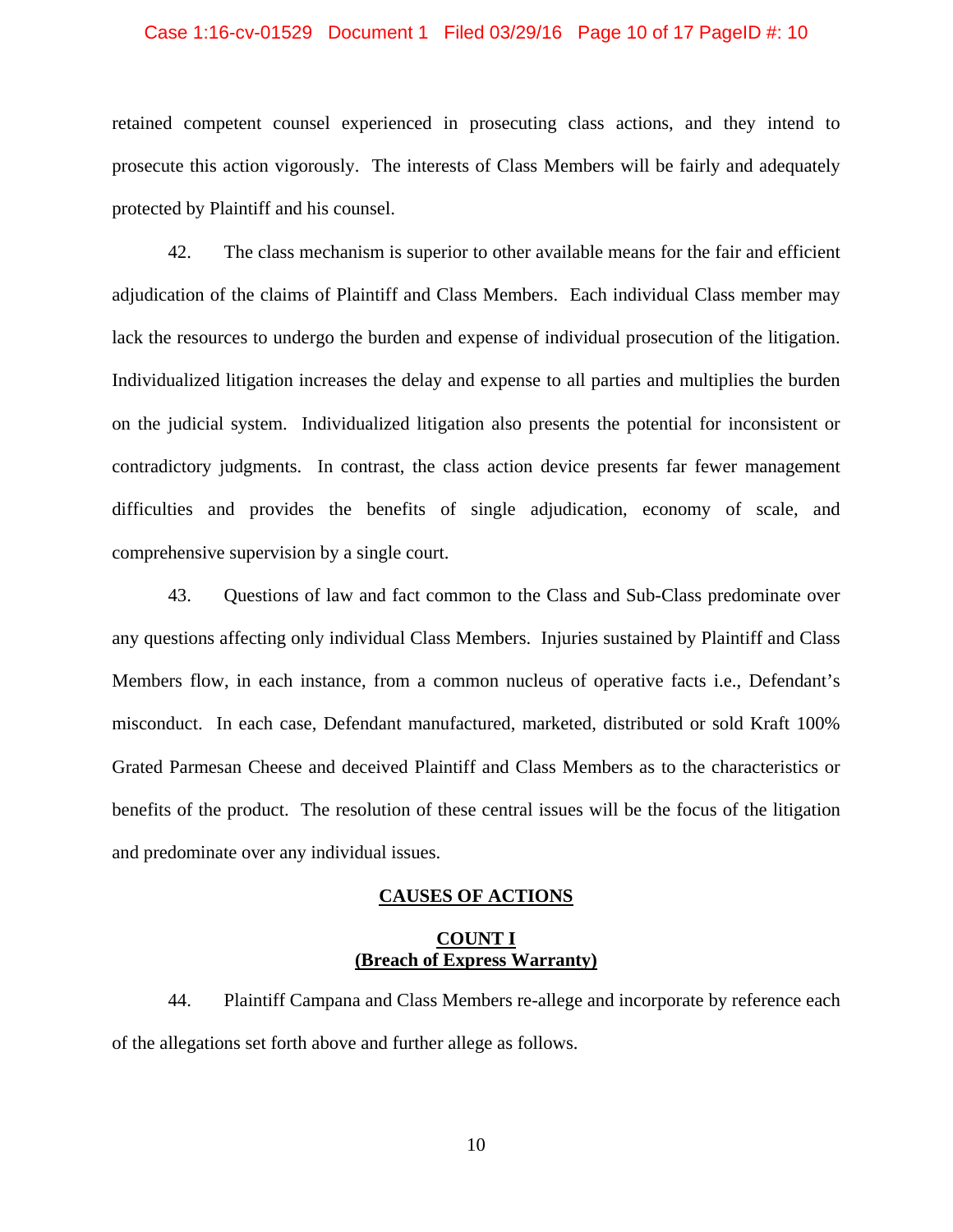retained competent counsel experienced in prosecuting class actions, and they intend to prosecute this action vigorously. The interests of Class Members will be fairly and adequately protected by Plaintiff and his counsel.

42. The class mechanism is superior to other available means for the fair and efficient adjudication of the claims of Plaintiff and Class Members. Each individual Class member may lack the resources to undergo the burden and expense of individual prosecution of the litigation. Individualized litigation increases the delay and expense to all parties and multiplies the burden on the judicial system. Individualized litigation also presents the potential for inconsistent or contradictory judgments. In contrast, the class action device presents far fewer management difficulties and provides the benefits of single adjudication, economy of scale, and comprehensive supervision by a single court.

43. Questions of law and fact common to the Class and Sub-Class predominate over any questions affecting only individual Class Members. Injuries sustained by Plaintiff and Class Members flow, in each instance, from a common nucleus of operative facts i.e., Defendant's misconduct. In each case, Defendant manufactured, marketed, distributed or sold Kraft 100% Grated Parmesan Cheese and deceived Plaintiff and Class Members as to the characteristics or benefits of the product. The resolution of these central issues will be the focus of the litigation and predominate over any individual issues.

## CAUSES OF ACTIONS

### COUNT I
### (Breach of Express Warranty)

44. Plaintiff Campana and Class Members re-allege and incorporate by reference each of the allegations set forth above and further allege as follows.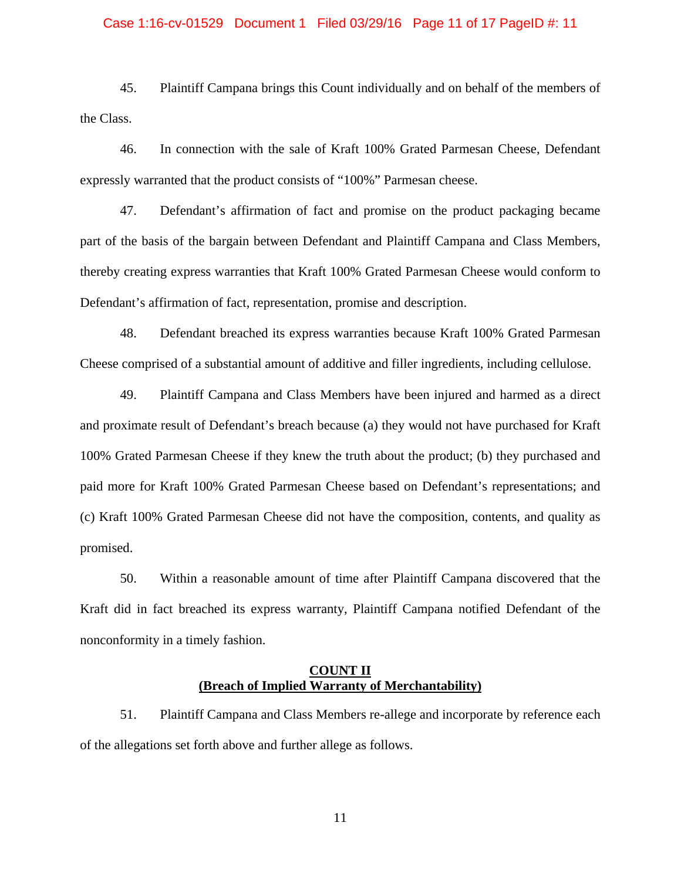45. Plaintiff Campana brings this Count individually and on behalf of the members of the Class.

46. In connection with the sale of Kraft 100% Grated Parmesan Cheese, Defendant expressly warranted that the product consists of "100%" Parmesan cheese.

47. Defendant's affirmation of fact and promise on the product packaging became part of the basis of the bargain between Defendant and Plaintiff Campana and Class Members, thereby creating express warranties that Kraft 100% Grated Parmesan Cheese would conform to Defendant's affirmation of fact, representation, promise and description.

48. Defendant breached its express warranties because Kraft 100% Grated Parmesan Cheese comprised of a substantial amount of additive and filler ingredients, including cellulose.

49. Plaintiff Campana and Class Members have been injured and harmed as a direct and proximate result of Defendant's breach because (a) they would not have purchased for Kraft 100% Grated Parmesan Cheese if they knew the truth about the product; (b) they purchased and paid more for Kraft 100% Grated Parmesan Cheese based on Defendant's representations; and (c) Kraft 100% Grated Parmesan Cheese did not have the composition, contents, and quality as promised.

50. Within a reasonable amount of time after Plaintiff Campana discovered that the Kraft did in fact breached its express warranty, Plaintiff Campana notified Defendant of the nonconformity in a timely fashion.

## COUNT II
## (Breach of Implied Warranty of Merchantability)

51. Plaintiff Campana and Class Members re-allege and incorporate by reference each of the allegations set forth above and further allege as follows.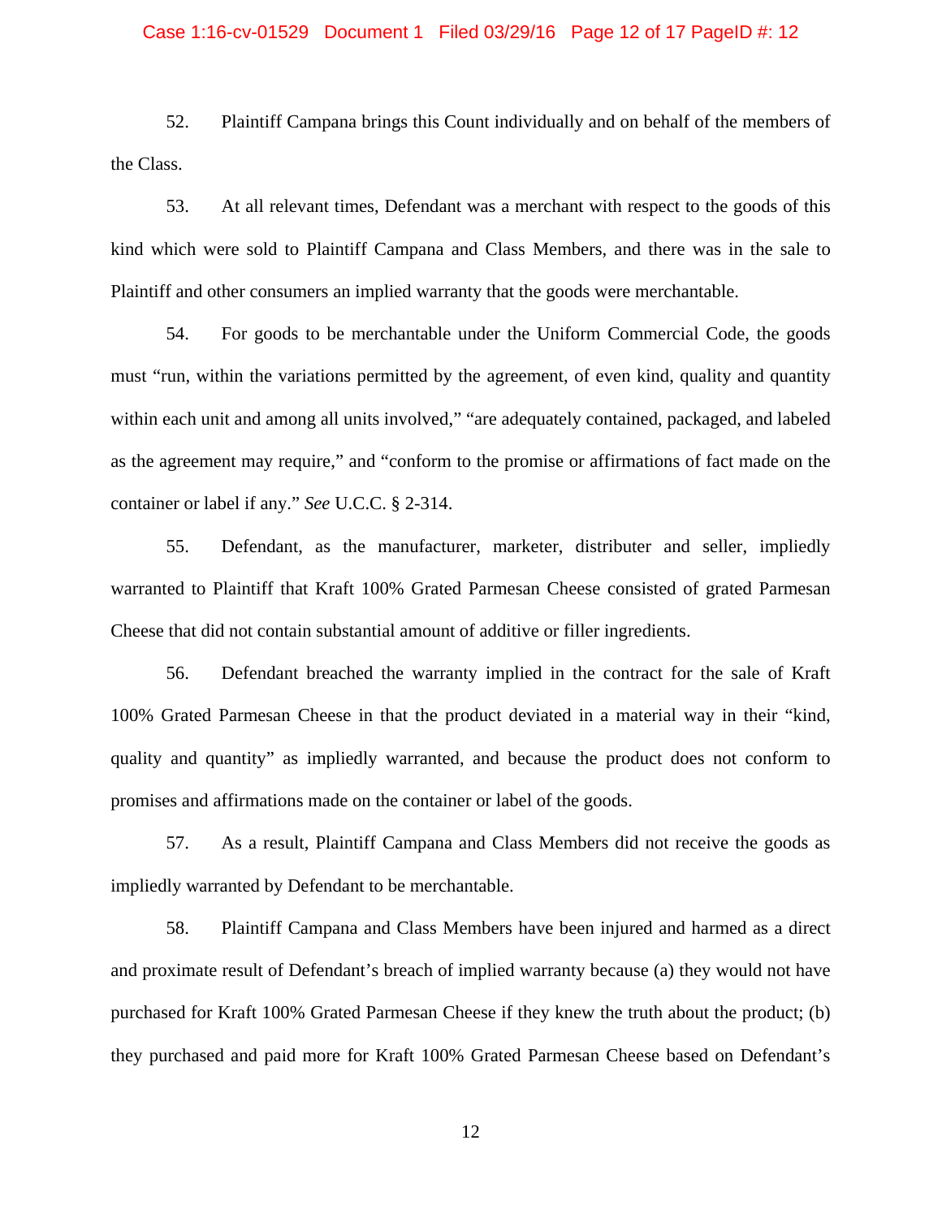52. Plaintiff Campana brings this Count individually and on behalf of the members of the Class.

53. At all relevant times, Defendant was a merchant with respect to the goods of this kind which were sold to Plaintiff Campana and Class Members, and there was in the sale to Plaintiff and other consumers an implied warranty that the goods were merchantable.

54. For goods to be merchantable under the Uniform Commercial Code, the goods must "run, within the variations permitted by the agreement, of even kind, quality and quantity within each unit and among all units involved," "are adequately contained, packaged, and labeled as the agreement may require," and "conform to the promise or affirmations of fact made on the container or label if any." *See* U.C.C. § 2-314.

55. Defendant, as the manufacturer, marketer, distributer and seller, impliedly warranted to Plaintiff that Kraft 100% Grated Parmesan Cheese consisted of grated Parmesan Cheese that did not contain substantial amount of additive or filler ingredients.

56. Defendant breached the warranty implied in the contract for the sale of Kraft 100% Grated Parmesan Cheese in that the product deviated in a material way in their "kind, quality and quantity" as impliedly warranted, and because the product does not conform to promises and affirmations made on the container or label of the goods.

57. As a result, Plaintiff Campana and Class Members did not receive the goods as impliedly warranted by Defendant to be merchantable.

58. Plaintiff Campana and Class Members have been injured and harmed as a direct and proximate result of Defendant's breach of implied warranty because (a) they would not have purchased for Kraft 100% Grated Parmesan Cheese if they knew the truth about the product; (b) they purchased and paid more for Kraft 100% Grated Parmesan Cheese based on Defendant's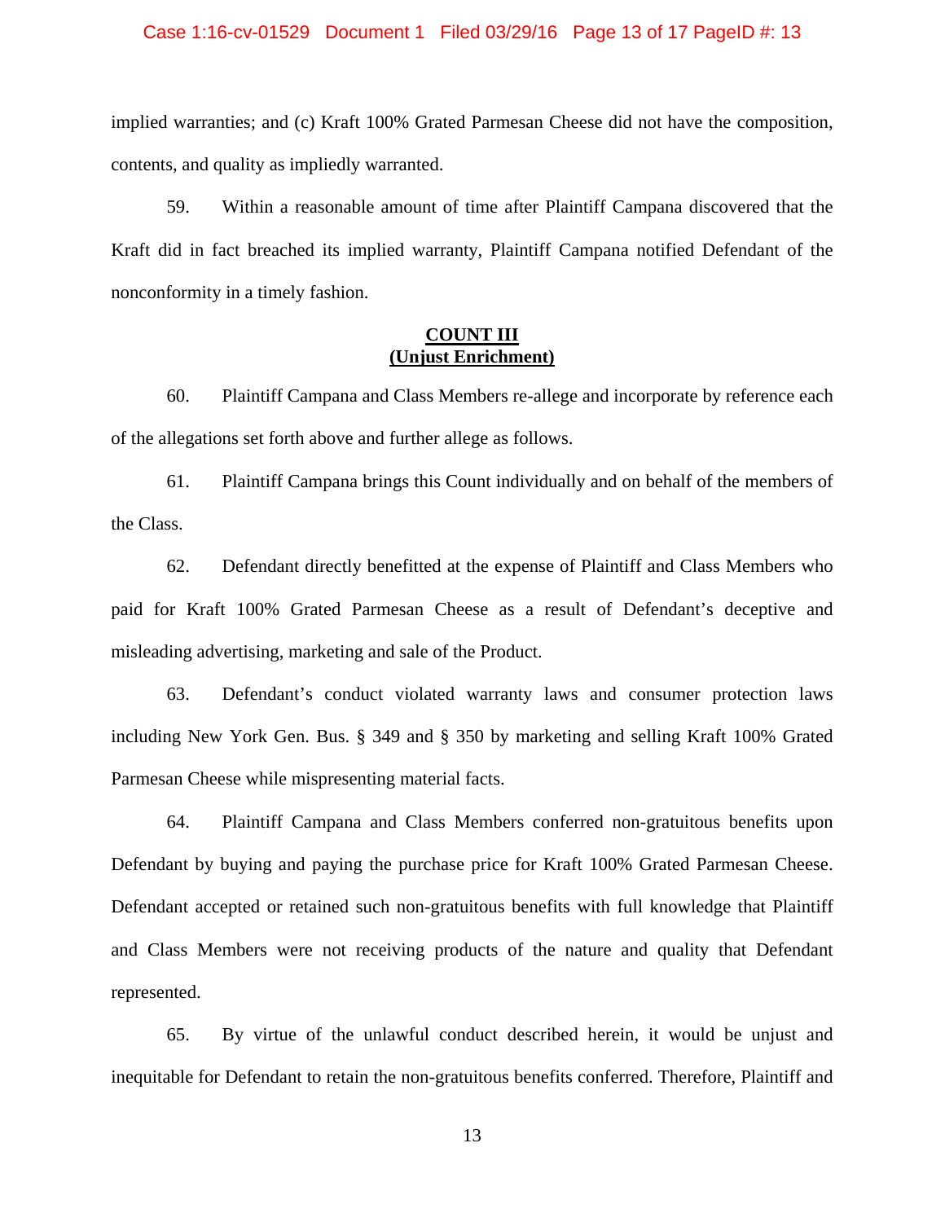implied warranties; and (c) Kraft 100% Grated Parmesan Cheese did not have the composition, contents, and quality as impliedly warranted.

59. Within a reasonable amount of time after Plaintiff Campana discovered that the Kraft did in fact breached its implied warranty, Plaintiff Campana notified Defendant of the nonconformity in a timely fashion.

**COUNT III**
**(Unjust Enrichment)**

60. Plaintiff Campana and Class Members re-allege and incorporate by reference each of the allegations set forth above and further allege as follows.

61. Plaintiff Campana brings this Count individually and on behalf of the members of the Class.

62. Defendant directly benefitted at the expense of Plaintiff and Class Members who paid for Kraft 100% Grated Parmesan Cheese as a result of Defendant's deceptive and misleading advertising, marketing and sale of the Product.

63. Defendant's conduct violated warranty laws and consumer protection laws including New York Gen. Bus. § 349 and § 350 by marketing and selling Kraft 100% Grated Parmesan Cheese while mispresenting material facts.

64. Plaintiff Campana and Class Members conferred non-gratuitous benefits upon Defendant by buying and paying the purchase price for Kraft 100% Grated Parmesan Cheese. Defendant accepted or retained such non-gratuitous benefits with full knowledge that Plaintiff and Class Members were not receiving products of the nature and quality that Defendant represented.

65. By virtue of the unlawful conduct described herein, it would be unjust and inequitable for Defendant to retain the non-gratuitous benefits conferred. Therefore, Plaintiff and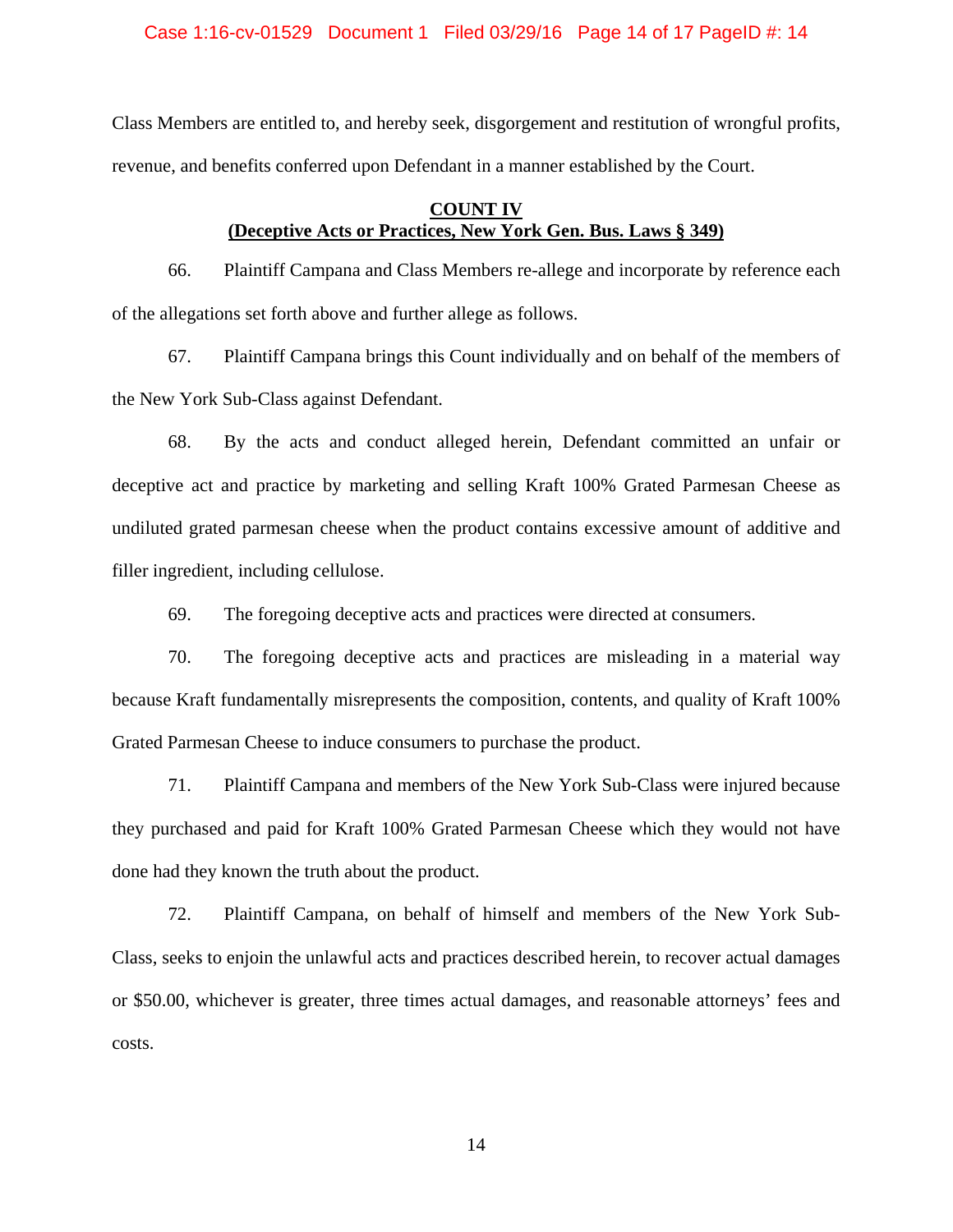Class Members are entitled to, and hereby seek, disgorgement and restitution of wrongful profits, revenue, and benefits conferred upon Defendant in a manner established by the Court.

## COUNT IV
## (Deceptive Acts or Practices, New York Gen. Bus. Laws § 349)

66. Plaintiff Campana and Class Members re-allege and incorporate by reference each of the allegations set forth above and further allege as follows.

67. Plaintiff Campana brings this Count individually and on behalf of the members of the New York Sub-Class against Defendant.

68. By the acts and conduct alleged herein, Defendant committed an unfair or deceptive act and practice by marketing and selling Kraft 100% Grated Parmesan Cheese as undiluted grated parmesan cheese when the product contains excessive amount of additive and filler ingredient, including cellulose.

69. The foregoing deceptive acts and practices were directed at consumers.

70. The foregoing deceptive acts and practices are misleading in a material way because Kraft fundamentally misrepresents the composition, contents, and quality of Kraft 100% Grated Parmesan Cheese to induce consumers to purchase the product.

71. Plaintiff Campana and members of the New York Sub-Class were injured because they purchased and paid for Kraft 100% Grated Parmesan Cheese which they would not have done had they known the truth about the product.

72. Plaintiff Campana, on behalf of himself and members of the New York Sub-Class, seeks to enjoin the unlawful acts and practices described herein, to recover actual damages or $50.00, whichever is greater, three times actual damages, and reasonable attorneys' fees and costs.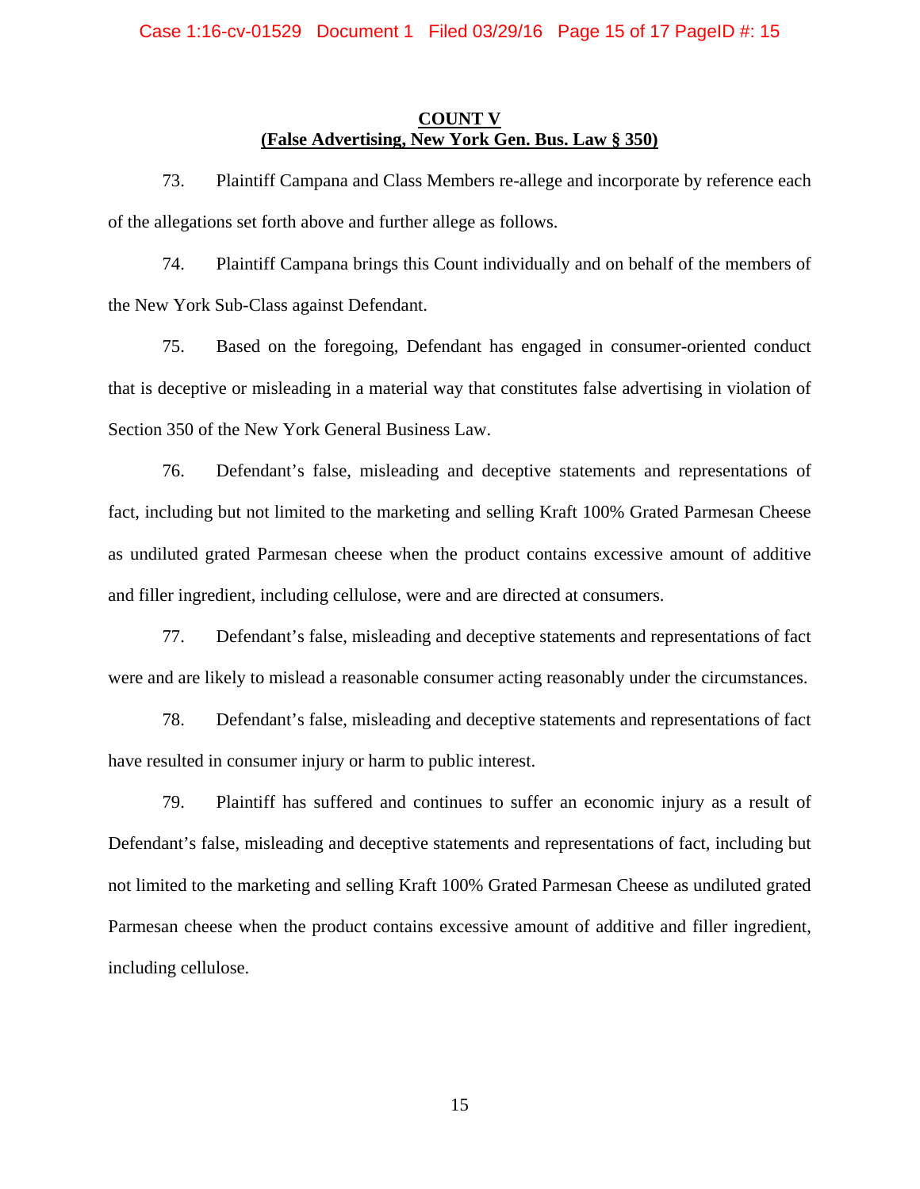**COUNT V**
**(False Advertising, New York Gen. Bus. Law § 350)**

73. Plaintiff Campana and Class Members re-allege and incorporate by reference each of the allegations set forth above and further allege as follows.

74. Plaintiff Campana brings this Count individually and on behalf of the members of the New York Sub-Class against Defendant.

75. Based on the foregoing, Defendant has engaged in consumer-oriented conduct that is deceptive or misleading in a material way that constitutes false advertising in violation of Section 350 of the New York General Business Law.

76. Defendant's false, misleading and deceptive statements and representations of fact, including but not limited to the marketing and selling Kraft 100% Grated Parmesan Cheese as undiluted grated Parmesan cheese when the product contains excessive amount of additive and filler ingredient, including cellulose, were and are directed at consumers.

77. Defendant's false, misleading and deceptive statements and representations of fact were and are likely to mislead a reasonable consumer acting reasonably under the circumstances.

78. Defendant's false, misleading and deceptive statements and representations of fact have resulted in consumer injury or harm to public interest.

79. Plaintiff has suffered and continues to suffer an economic injury as a result of Defendant's false, misleading and deceptive statements and representations of fact, including but not limited to the marketing and selling Kraft 100% Grated Parmesan Cheese as undiluted grated Parmesan cheese when the product contains excessive amount of additive and filler ingredient, including cellulose.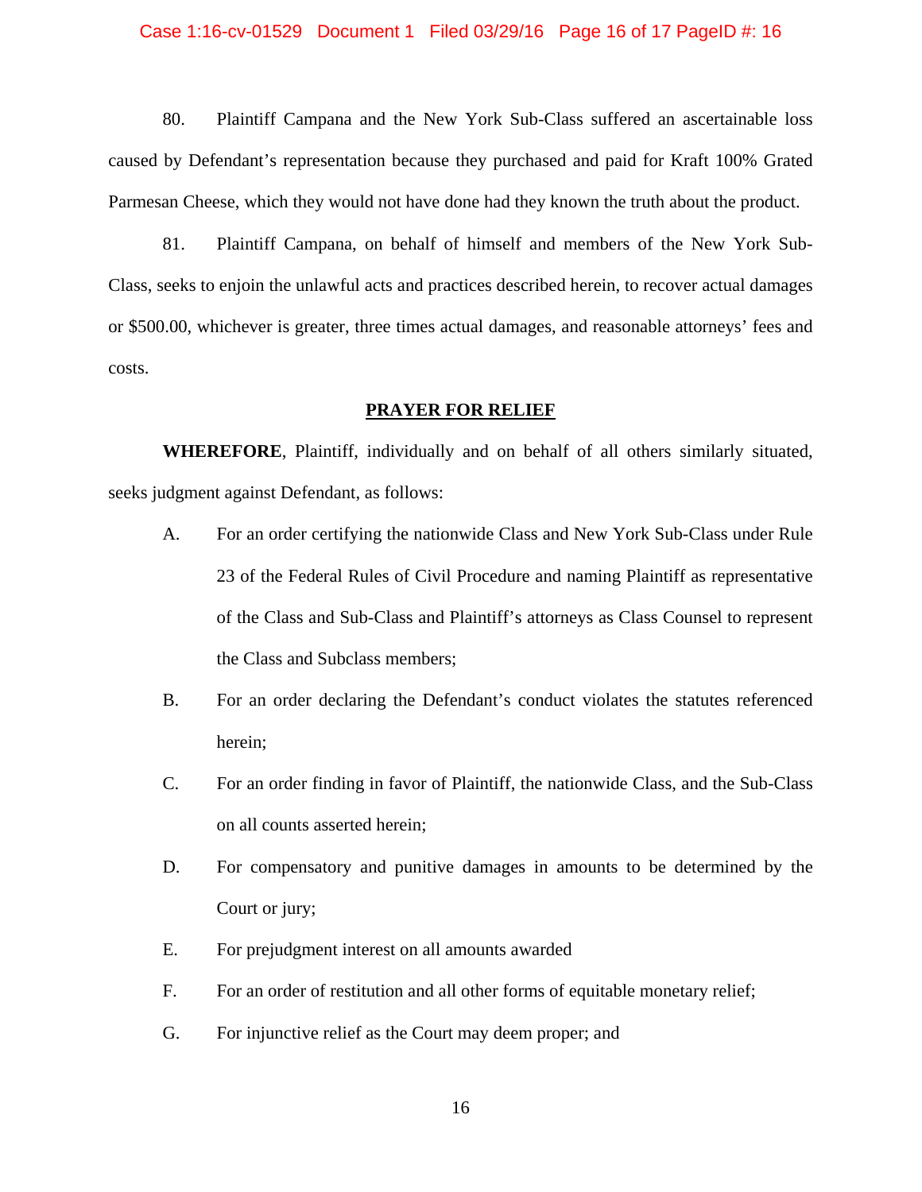80. Plaintiff Campana and the New York Sub-Class suffered an ascertainable loss caused by Defendant's representation because they purchased and paid for Kraft 100% Grated Parmesan Cheese, which they would not have done had they known the truth about the product.

81. Plaintiff Campana, on behalf of himself and members of the New York Sub-Class, seeks to enjoin the unlawful acts and practices described herein, to recover actual damages or $500.00, whichever is greater, three times actual damages, and reasonable attorneys' fees and costs.

## PRAYER FOR RELIEF

**WHEREFORE**, Plaintiff, individually and on behalf of all others similarly situated, seeks judgment against Defendant, as follows:

A. For an order certifying the nationwide Class and New York Sub-Class under Rule 23 of the Federal Rules of Civil Procedure and naming Plaintiff as representative of the Class and Sub-Class and Plaintiff's attorneys as Class Counsel to represent the Class and Subclass members;

B. For an order declaring the Defendant's conduct violates the statutes referenced herein;

C. For an order finding in favor of Plaintiff, the nationwide Class, and the Sub-Class on all counts asserted herein;

D. For compensatory and punitive damages in amounts to be determined by the Court or jury;

E. For prejudgment interest on all amounts awarded

F. For an order of restitution and all other forms of equitable monetary relief;

G. For injunctive relief as the Court may deem proper; and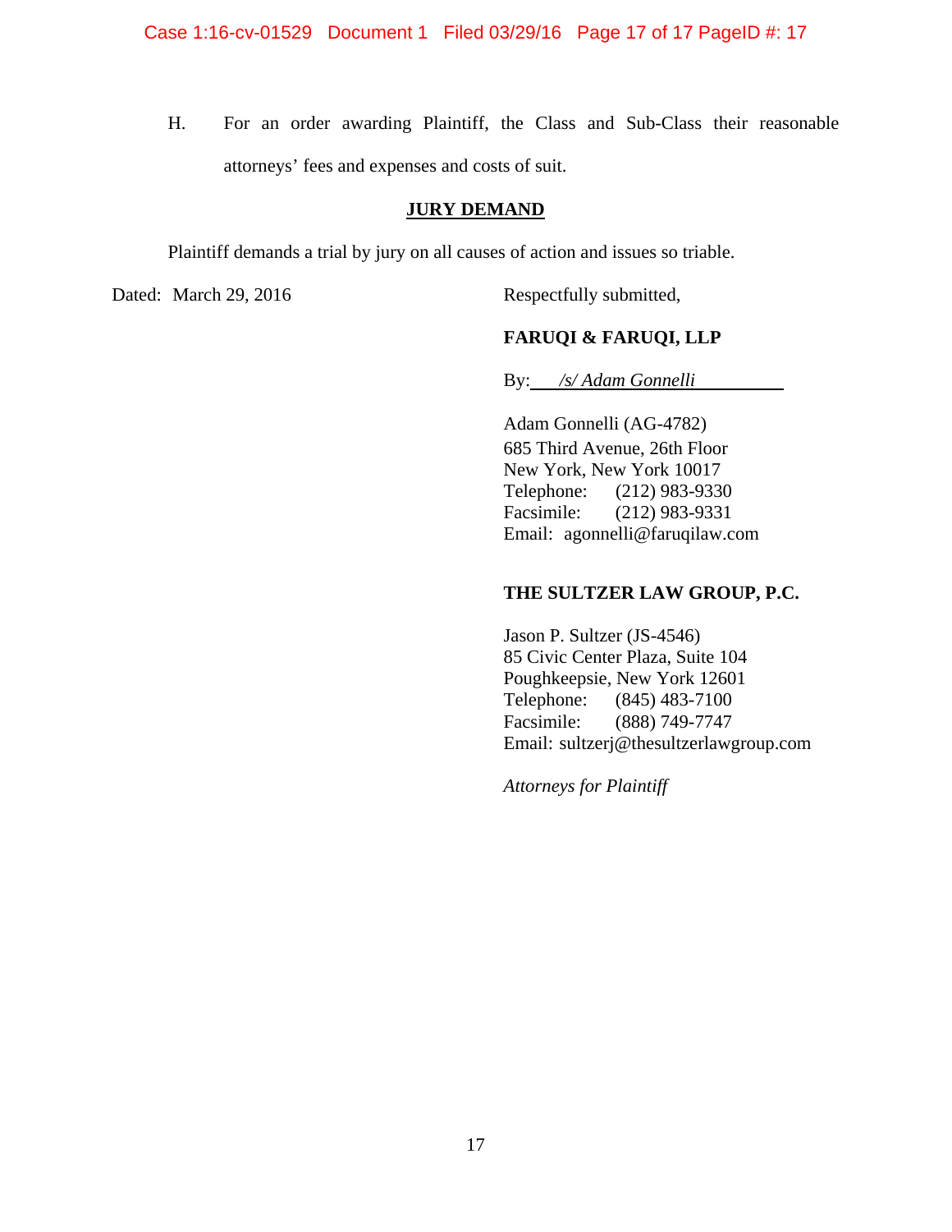H. For an order awarding Plaintiff, the Class and Sub-Class their reasonable attorneys' fees and expenses and costs of suit.

**JURY DEMAND**

Plaintiff demands a trial by jury on all causes of action and issues so triable.

Dated: March 29, 2016

Respectfully submitted,

**FARUQI & FARUQI, LLP**

By: *__/s/ Adam Gonnelli__*

Adam Gonnelli (AG-4782)
685 Third Avenue, 26th Floor
New York, New York 10017
Telephone: (212) 983-9330
Facsimile: (212) 983-9331
Email: agonnelli@faruqilaw.com

**THE SULTZER LAW GROUP, P.C.**

Jason P. Sultzer (JS-4546)
85 Civic Center Plaza, Suite 104
Poughkeepsie, New York 12601
Telephone: (845) 483-7100
Facsimile: (888) 749-7747
Email: sultzerj@thesultzerlawgroup.com

*Attorneys for Plaintiff*